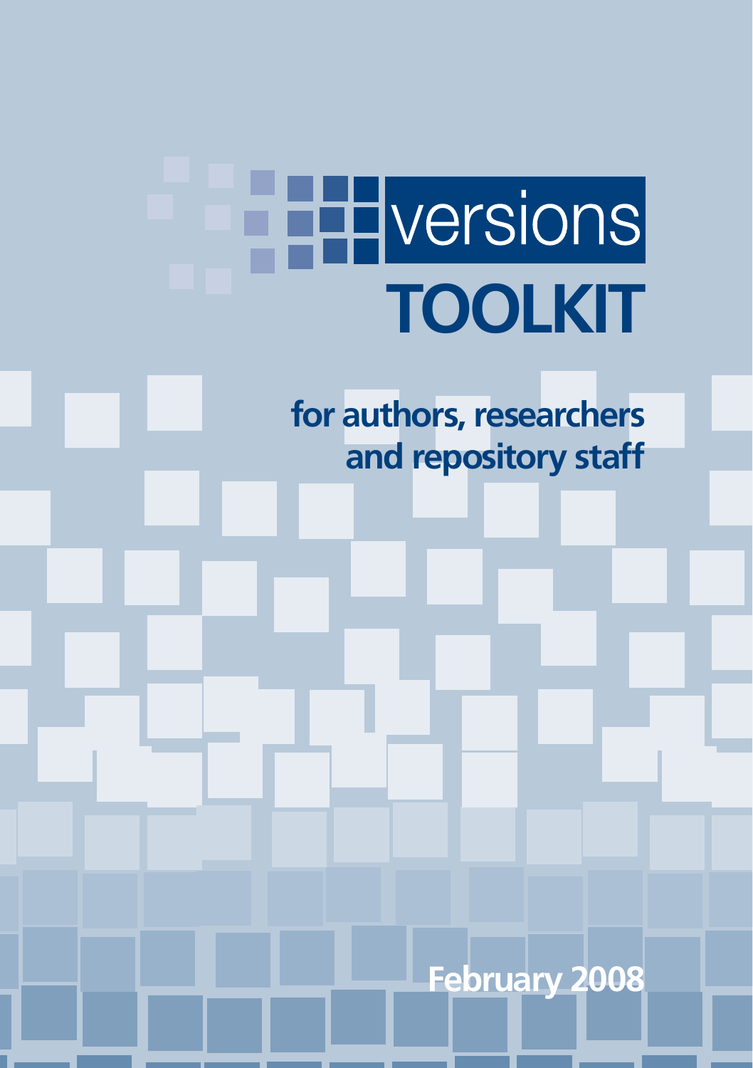# versions TOOLKIT

## for authors, researchers and repository staff

February 2008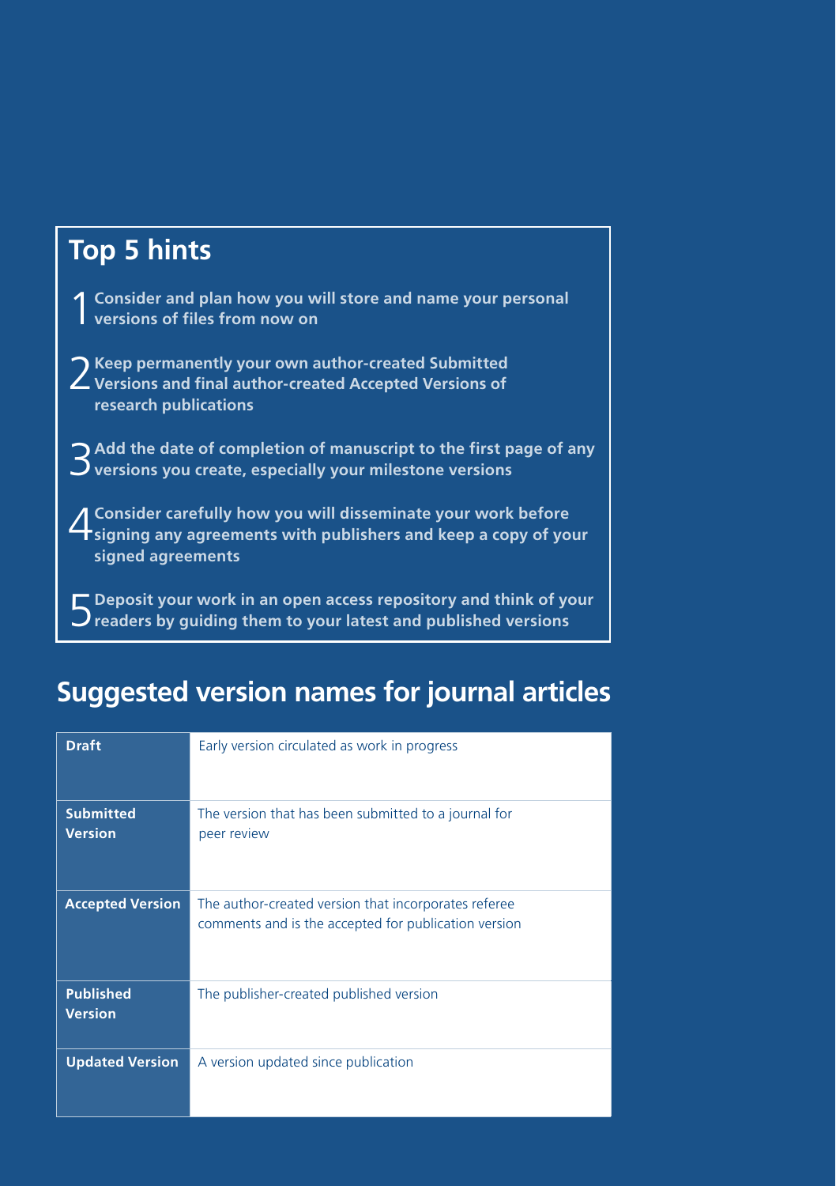## Top 5 hints

1. Consider and plan how you will store and name your personal versions of files from now on
2. Keep permanently your own author-created Submitted Versions and final author-created Accepted Versions of research publications
3. Add the date of completion of manuscript to the first page of any versions you create, especially your milestone versions
4. Consider carefully how you will disseminate your work before signing any agreements with publishers and keep a copy of your signed agreements
5. Deposit your work in an open access repository and think of your readers by guiding them to your latest and published versions

## Suggested version names for journal articles

| | |
|---|---|
| **Draft** | Early version circulated as work in progress |
| **Submitted Version** | The version that has been submitted to a journal for peer review |
| **Accepted Version** | The author-created version that incorporates referee comments and is the accepted for publication version |
| **Published Version** | The publisher-created published version |
| **Updated Version** | A version updated since publication |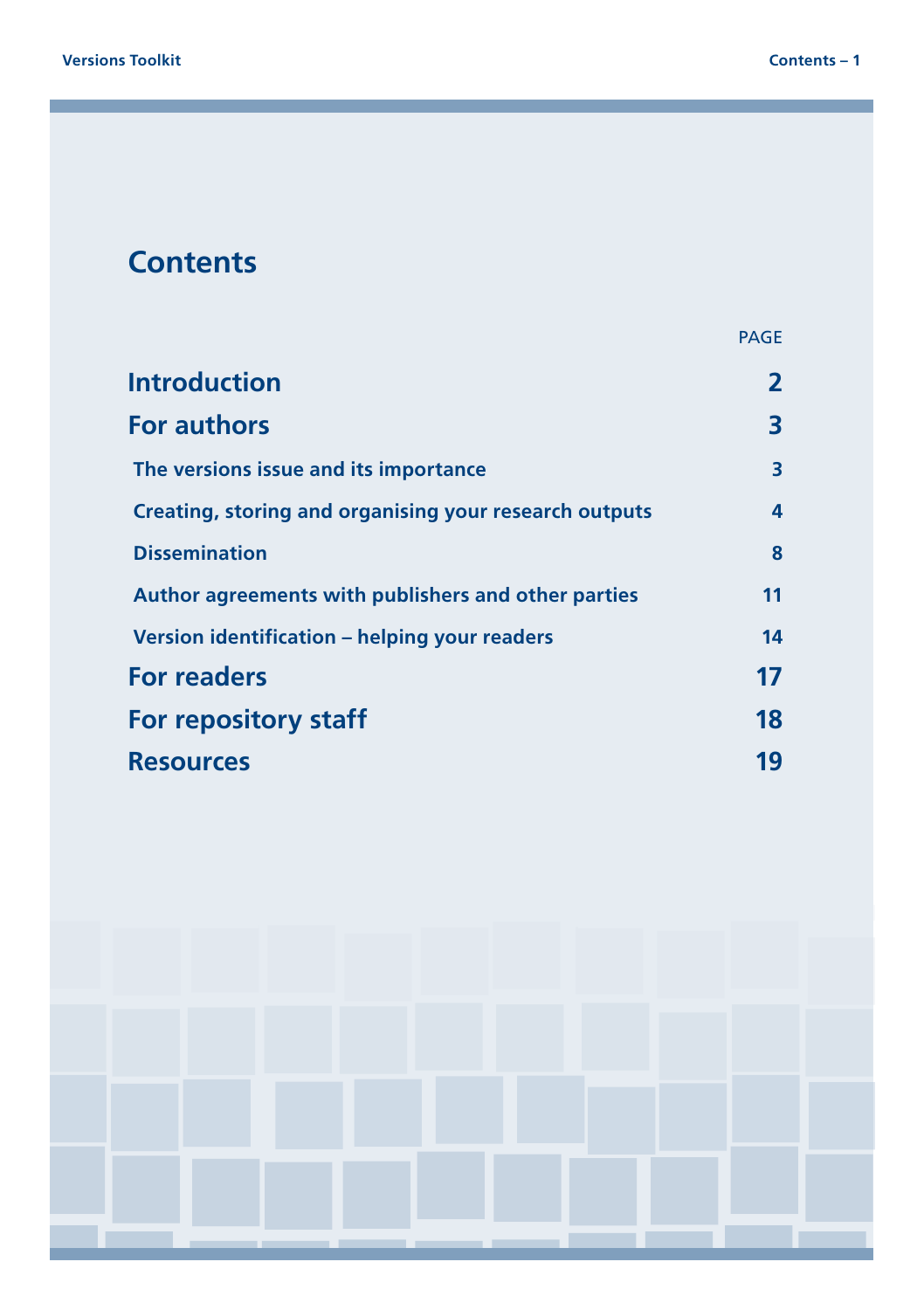# Contents

| | PAGE |
|---|---|
| **Introduction** | **2** |
| **For authors** | **3** |
| The versions issue and its importance | 3 |
| Creating, storing and organising your research outputs | 4 |
| Dissemination | 8 |
| Author agreements with publishers and other parties | 11 |
| Version identification – helping your readers | 14 |
| **For readers** | **17** |
| **For repository staff** | **18** |
| **Resources** | **19** |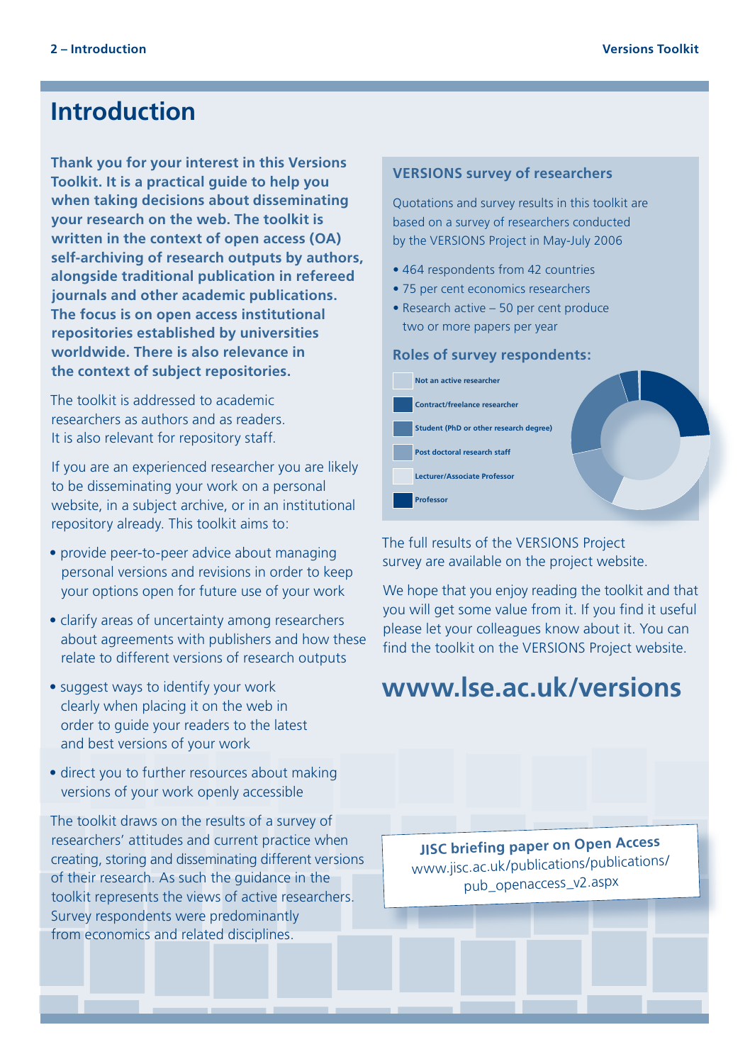# Introduction

**Thank you for your interest in this Versions Toolkit. It is a practical guide to help you when taking decisions about disseminating your research on the web. The toolkit is written in the context of open access (OA) self-archiving of research outputs by authors, alongside traditional publication in refereed journals and other academic publications. The focus is on open access institutional repositories established by universities worldwide. There is also relevance in the context of subject repositories.**

The toolkit is addressed to academic researchers as authors and as readers. It is also relevant for repository staff.

If you are an experienced researcher you are likely to be disseminating your work on a personal website, in a subject archive, or in an institutional repository already. This toolkit aims to:

- provide peer-to-peer advice about managing personal versions and revisions in order to keep your options open for future use of your work
- clarify areas of uncertainty among researchers about agreements with publishers and how these relate to different versions of research outputs
- suggest ways to identify your work clearly when placing it on the web in order to guide your readers to the latest and best versions of your work
- direct you to further resources about making versions of your work openly accessible

The toolkit draws on the results of a survey of researchers' attitudes and current practice when creating, storing and disseminating different versions of their research. As such the guidance in the toolkit represents the views of active researchers. Survey respondents were predominantly from economics and related disciplines.

### VERSIONS survey of researchers

Quotations and survey results in this toolkit are based on a survey of researchers conducted by the VERSIONS Project in May-July 2006

- 464 respondents from 42 countries
- 75 per cent economics researchers
- Research active – 50 per cent produce two or more papers per year

### Roles of survey respondents:

- Not an active researcher
- Contract/freelance researcher
- Student (PhD or other research degree)
- Post doctoral research staff
- Lecturer/Associate Professor
- Professor

The full results of the VERSIONS Project survey are available on the project website.

We hope that you enjoy reading the toolkit and that you will get some value from it. If you find it useful please let your colleagues know about it. You can find the toolkit on the VERSIONS Project website.

## www.lse.ac.uk/versions

**JISC briefing paper on Open Access**
www.jisc.ac.uk/publications/publications/pub_openaccess_v2.aspx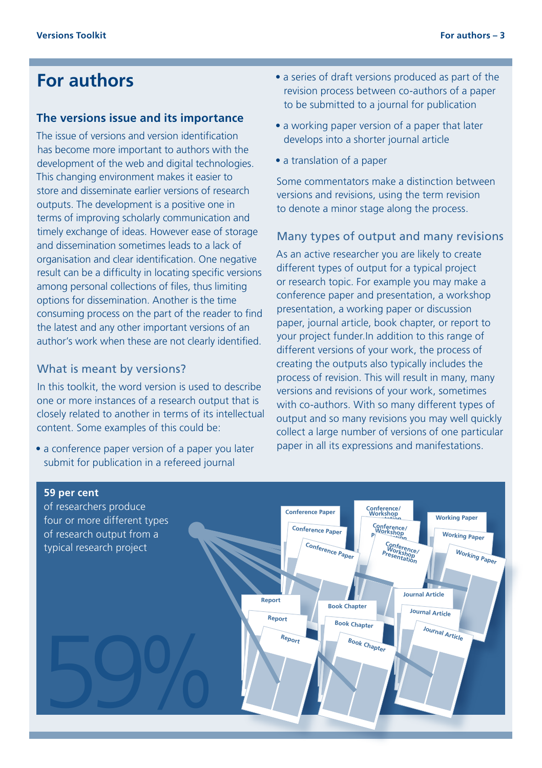# For authors

## The versions issue and its importance

The issue of versions and version identification has become more important to authors with the development of the web and digital technologies. This changing environment makes it easier to store and disseminate earlier versions of research outputs. The development is a positive one in terms of improving scholarly communication and timely exchange of ideas. However ease of storage and dissemination sometimes leads to a lack of organisation and clear identification. One negative result can be a difficulty in locating specific versions among personal collections of files, thus limiting options for dissemination. Another is the time consuming process on the part of the reader to find the latest and any other important versions of an author's work when these are not clearly identified.

### What is meant by versions?

In this toolkit, the word version is used to describe one or more instances of a research output that is closely related to another in terms of its intellectual content. Some examples of this could be:

- a conference paper version of a paper you later submit for publication in a refereed journal
- a series of draft versions produced as part of the revision process between co-authors of a paper to be submitted to a journal for publication
- a working paper version of a paper that later develops into a shorter journal article
- a translation of a paper

Some commentators make a distinction between versions and revisions, using the term revision to denote a minor stage along the process.

### Many types of output and many revisions

As an active researcher you are likely to create different types of output for a typical project or research topic. For example you may make a conference paper and presentation, a workshop presentation, a working paper or discussion paper, journal article, book chapter, or report to your project funder.In addition to this range of different versions of your work, the process of creating the outputs also typically includes the process of revision. This will result in many, many versions and revisions of your work, sometimes with co-authors. With so many different types of output and so many revisions you may well quickly collect a large number of versions of one particular paper in all its expressions and manifestations.

**59 per cent**
of researchers produce four or more different types of research output from a typical research project

59%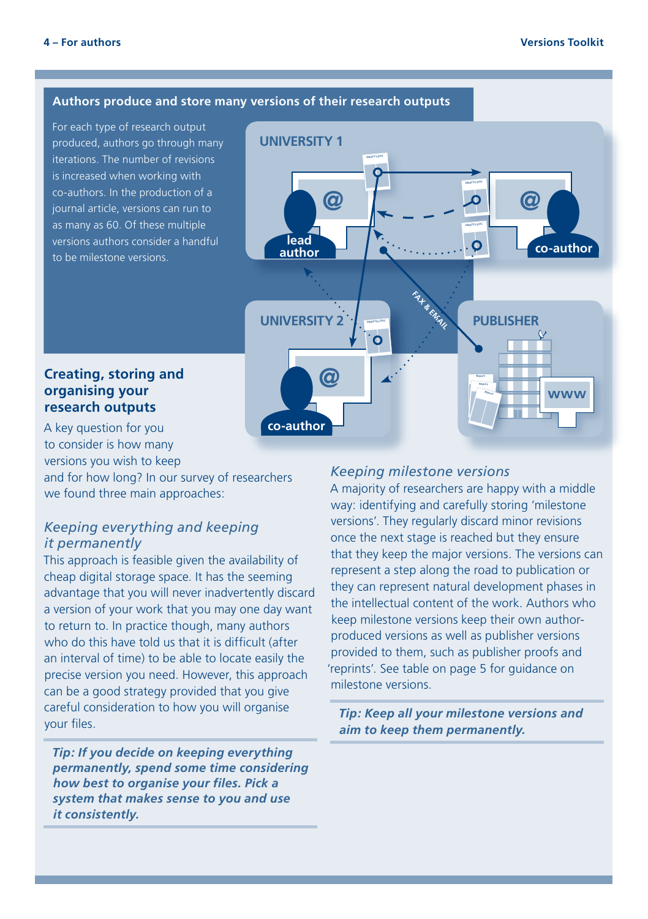## Authors produce and store many versions of their research outputs

For each type of research output produced, authors go through many iterations. The number of revisions is increased when working with co-authors. In the production of a journal article, versions can run to as many as 60. Of these multiple versions authors consider a handful to be milestone versions.

## Creating, storing and organising your research outputs

A key question for you to consider is how many versions you wish to keep and for how long? In our survey of researchers we found three main approaches:

### *Keeping everything and keeping it permanently*

This approach is feasible given the availability of cheap digital storage space. It has the seeming advantage that you will never inadvertently discard a version of your work that you may one day want to return to. In practice though, many authors who do this have told us that it is difficult (after an interval of time) to be able to locate easily the precise version you need. However, this approach can be a good strategy provided that you give careful consideration to how you will organise your files.

***Tip: If you decide on keeping everything permanently, spend some time considering how best to organise your files. Pick a system that makes sense to you and use it consistently.***

### *Keeping milestone versions*

A majority of researchers are happy with a middle way: identifying and carefully storing 'milestone versions'. They regularly discard minor revisions once the next stage is reached but they ensure that they keep the major versions. The versions can represent a step along the road to publication or they can represent natural development phases in the intellectual content of the work. Authors who keep milestone versions keep their own author-produced versions as well as publisher versions provided to them, such as publisher proofs and 'reprints'. See table on page 5 for guidance on milestone versions.

***Tip: Keep all your milestone versions and aim to keep them permanently.***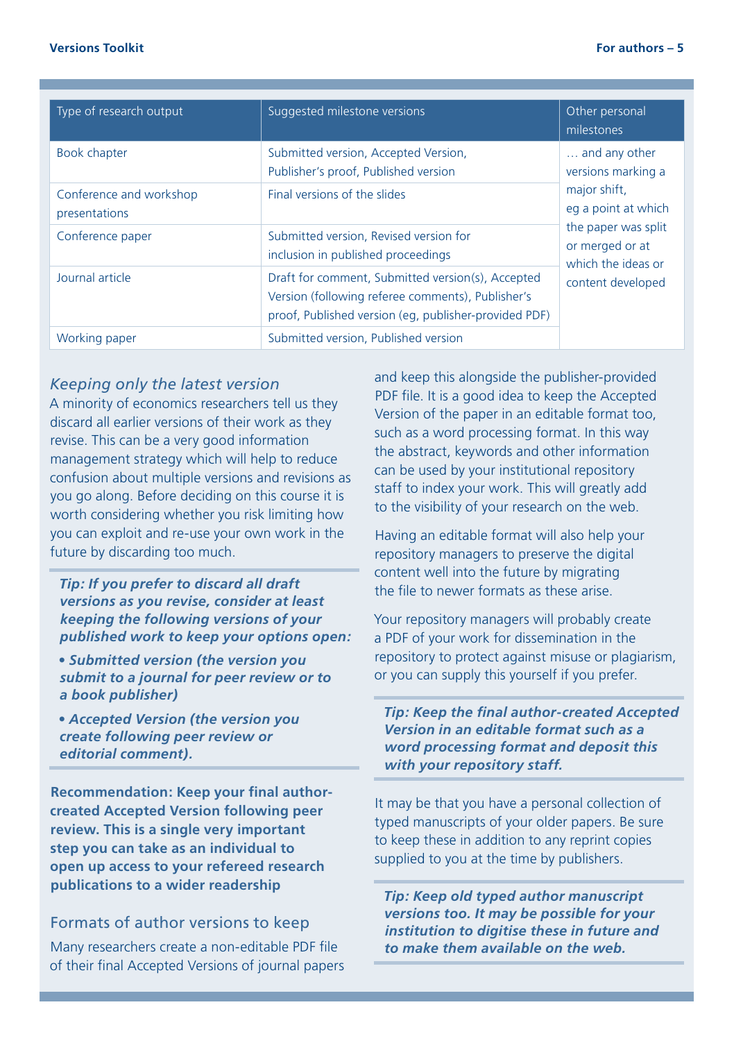| Type of research output | Suggested milestone versions | Other personal milestones |
|---|---|---|
| Book chapter | Submitted version, Accepted Version, Publisher's proof, Published version | … and any other versions marking a major shift, eg a point at which the paper was split or merged or at which the ideas or content developed |
| Conference and workshop presentations | Final versions of the slides | |
| Conference paper | Submitted version, Revised version for inclusion in published proceedings | |
| Journal article | Draft for comment, Submitted version(s), Accepted Version (following referee comments), Publisher's proof, Published version (eg, publisher-provided PDF) | |
| Working paper | Submitted version, Published version | |

### *Keeping only the latest version*

A minority of economics researchers tell us they discard all earlier versions of their work as they revise. This can be a very good information management strategy which will help to reduce confusion about multiple versions and revisions as you go along. Before deciding on this course it is worth considering whether you risk limiting how you can exploit and re-use your own work in the future by discarding too much.

***Tip: If you prefer to discard all draft versions as you revise, consider at least keeping the following versions of your published work to keep your options open:***

- ***Submitted version (the version you submit to a journal for peer review or to a book publisher)***
- ***Accepted Version (the version you create following peer review or editorial comment).***

**Recommendation: Keep your final author-created Accepted Version following peer review. This is a single very important step you can take as an individual to open up access to your refereed research publications to a wider readership**

### Formats of author versions to keep

Many researchers create a non-editable PDF file of their final Accepted Versions of journal papers and keep this alongside the publisher-provided PDF file. It is a good idea to keep the Accepted Version of the paper in an editable format too, such as a word processing format. In this way the abstract, keywords and other information can be used by your institutional repository staff to index your work. This will greatly add to the visibility of your research on the web.

Having an editable format will also help your repository managers to preserve the digital content well into the future by migrating the file to newer formats as these arise.

Your repository managers will probably create a PDF of your work for dissemination in the repository to protect against misuse or plagiarism, or you can supply this yourself if you prefer.

***Tip: Keep the final author-created Accepted Version in an editable format such as a word processing format and deposit this with your repository staff.***

It may be that you have a personal collection of typed manuscripts of your older papers. Be sure to keep these in addition to any reprint copies supplied to you at the time by publishers.

***Tip: Keep old typed author manuscript versions too. It may be possible for your institution to digitise these in future and to make them available on the web.***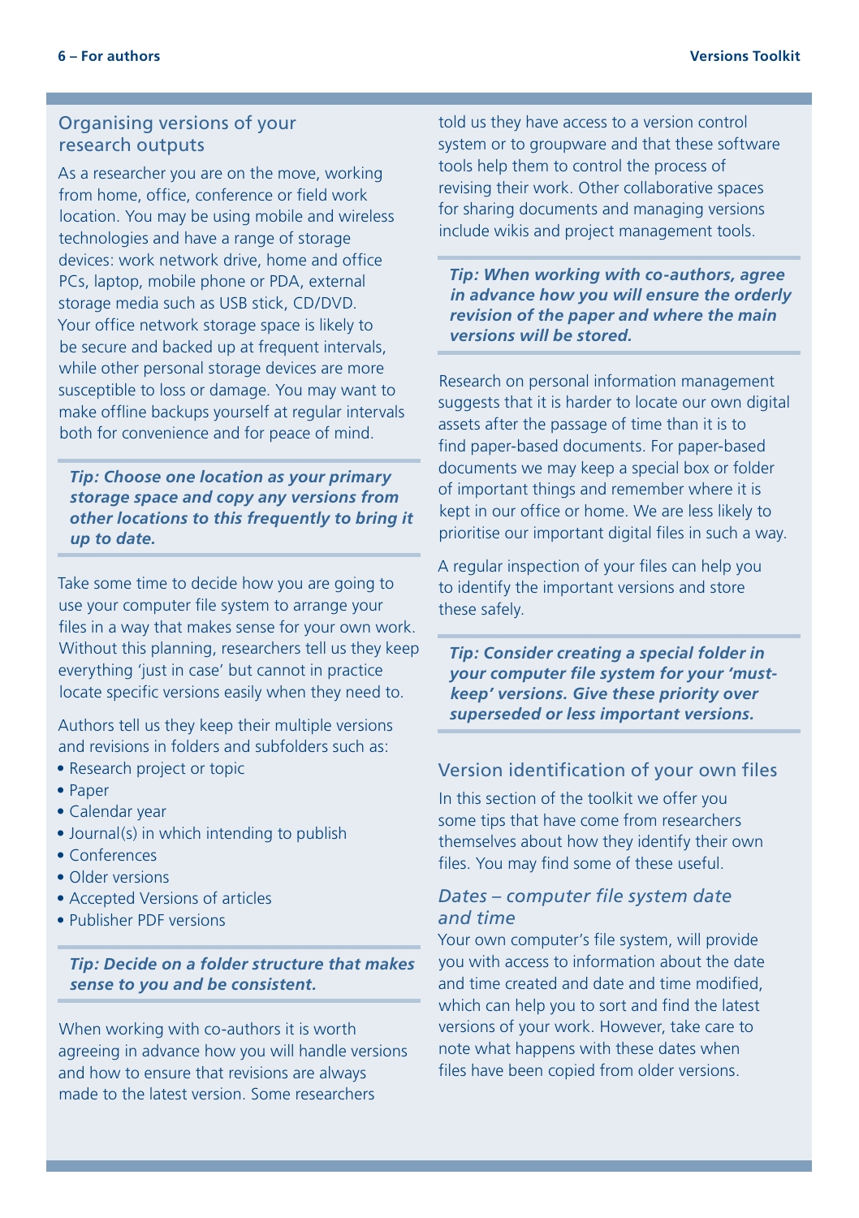## Organising versions of your research outputs

As a researcher you are on the move, working from home, office, conference or field work location. You may be using mobile and wireless technologies and have a range of storage devices: work network drive, home and office PCs, laptop, mobile phone or PDA, external storage media such as USB stick, CD/DVD. Your office network storage space is likely to be secure and backed up at frequent intervals, while other personal storage devices are more susceptible to loss or damage. You may want to make offline backups yourself at regular intervals both for convenience and for peace of mind.

***Tip: Choose one location as your primary storage space and copy any versions from other locations to this frequently to bring it up to date.***

Take some time to decide how you are going to use your computer file system to arrange your files in a way that makes sense for your own work. Without this planning, researchers tell us they keep everything 'just in case' but cannot in practice locate specific versions easily when they need to.

Authors tell us they keep their multiple versions and revisions in folders and subfolders such as:

- Research project or topic
- Paper
- Calendar year
- Journal(s) in which intending to publish
- Conferences
- Older versions
- Accepted Versions of articles
- Publisher PDF versions

***Tip: Decide on a folder structure that makes sense to you and be consistent.***

When working with co-authors it is worth agreeing in advance how you will handle versions and how to ensure that revisions are always made to the latest version. Some researchers told us they have access to a version control system or to groupware and that these software tools help them to control the process of revising their work. Other collaborative spaces for sharing documents and managing versions include wikis and project management tools.

***Tip: When working with co-authors, agree in advance how you will ensure the orderly revision of the paper and where the main versions will be stored.***

Research on personal information management suggests that it is harder to locate our own digital assets after the passage of time than it is to find paper-based documents. For paper-based documents we may keep a special box or folder of important things and remember where it is kept in our office or home. We are less likely to prioritise our important digital files in such a way.

A regular inspection of your files can help you to identify the important versions and store these safely.

***Tip: Consider creating a special folder in your computer file system for your 'must-keep' versions. Give these priority over superseded or less important versions.***

## Version identification of your own files

In this section of the toolkit we offer you some tips that have come from researchers themselves about how they identify their own files. You may find some of these useful.

### *Dates – computer file system date and time*

Your own computer's file system, will provide you with access to information about the date and time created and date and time modified, which can help you to sort and find the latest versions of your work. However, take care to note what happens with these dates when files have been copied from older versions.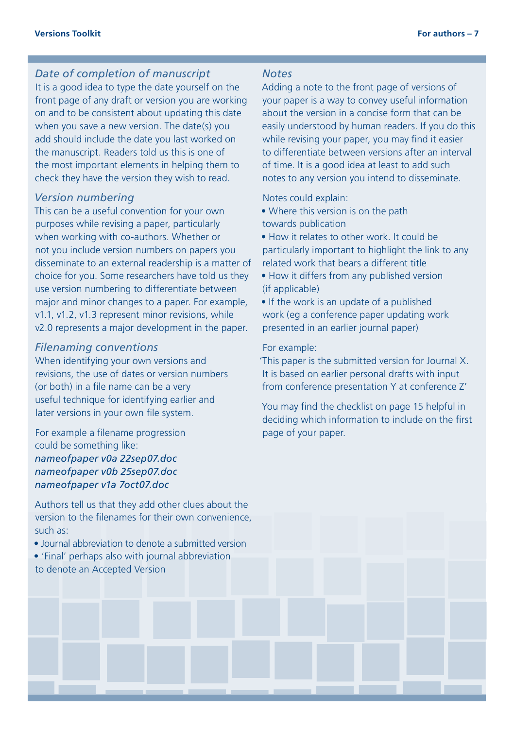### *Date of completion of manuscript*

It is a good idea to type the date yourself on the front page of any draft or version you are working on and to be consistent about updating this date when you save a new version. The date(s) you add should include the date you last worked on the manuscript. Readers told us this is one of the most important elements in helping them to check they have the version they wish to read.

### *Version numbering*

This can be a useful convention for your own purposes while revising a paper, particularly when working with co-authors. Whether or not you include version numbers on papers you disseminate to an external readership is a matter of choice for you. Some researchers have told us they use version numbering to differentiate between major and minor changes to a paper. For example, v1.1, v1.2, v1.3 represent minor revisions, while v2.0 represents a major development in the paper.

### *Filenaming conventions*

When identifying your own versions and revisions, the use of dates or version numbers (or both) in a file name can be a very useful technique for identifying earlier and later versions in your own file system.

For example a filename progression could be something like:
*nameofpaper v0a 22sep07.doc*
*nameofpaper v0b 25sep07.doc*
*nameofpaper v1a 7oct07.doc*

Authors tell us that they add other clues about the version to the filenames for their own convenience, such as:

- Journal abbreviation to denote a submitted version
- 'Final' perhaps also with journal abbreviation to denote an Accepted Version

### *Notes*

Adding a note to the front page of versions of your paper is a way to convey useful information about the version in a concise form that can be easily understood by human readers. If you do this while revising your paper, you may find it easier to differentiate between versions after an interval of time. It is a good idea at least to add such notes to any version you intend to disseminate.

Notes could explain:

- Where this version is on the path towards publication
- How it relates to other work. It could be particularly important to highlight the link to any related work that bears a different title
- How it differs from any published version (if applicable)
- If the work is an update of a published work (eg a conference paper updating work presented in an earlier journal paper)

For example:
'This paper is the submitted version for Journal X. It is based on earlier personal drafts with input from conference presentation Y at conference Z'

You may find the checklist on page 15 helpful in deciding which information to include on the first page of your paper.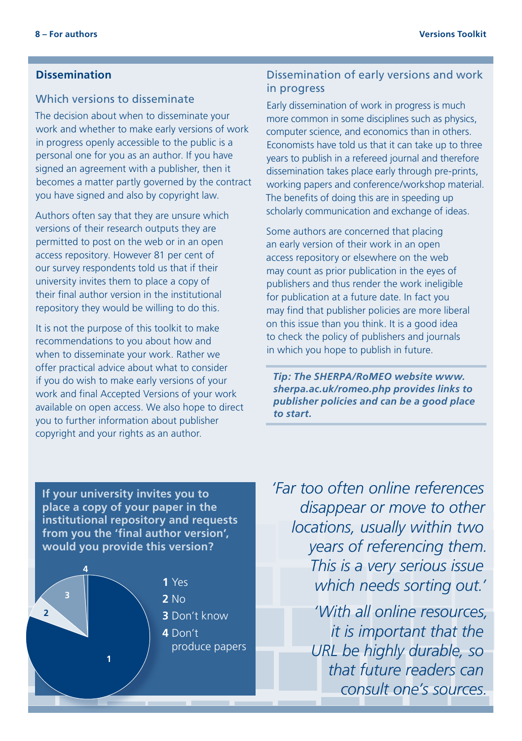## Dissemination

### Which versions to disseminate

The decision about when to disseminate your work and whether to make early versions of work in progress openly accessible to the public is a personal one for you as an author. If you have signed an agreement with a publisher, then it becomes a matter partly governed by the contract you have signed and also by copyright law.

Authors often say that they are unsure which versions of their research outputs they are permitted to post on the web or in an open access repository. However 81 per cent of our survey respondents told us that if their university invites them to place a copy of their final author version in the institutional repository they would be willing to do this.

It is not the purpose of this toolkit to make recommendations to you about how and when to disseminate your work. Rather we offer practical advice about what to consider if you do wish to make early versions of your work and final Accepted Versions of your work available on open access. We also hope to direct you to further information about publisher copyright and your rights as an author.

### Dissemination of early versions and work in progress

Early dissemination of work in progress is much more common in some disciplines such as physics, computer science, and economics than in others. Economists have told us that it can take up to three years to publish in a refereed journal and therefore dissemination takes place early through pre-prints, working papers and conference/workshop material. The benefits of doing this are in speeding up scholarly communication and exchange of ideas.

Some authors are concerned that placing an early version of their work in an open access repository or elsewhere on the web may count as prior publication in the eyes of publishers and thus render the work ineligible for publication at a future date. In fact you may find that publisher policies are more liberal on this issue than you think. It is a good idea to check the policy of publishers and journals in which you hope to publish in future.

***Tip: The SHERPA/RoMEO website www.sherpa.ac.uk/romeo.php provides links to publisher policies and can be a good place to start.***

**If your university invites you to place a copy of your paper in the institutional repository and requests from you the 'final author version', would you provide this version?**

**1** Yes
**2** No
**3** Don't know
**4** Don't produce papers

*'Far too often online references disappear or move to other locations, usually within two years of referencing them. This is a very serious issue which needs sorting out.'*

*'With all online resources, it is important that the URL be highly durable, so that future readers can consult one's sources.*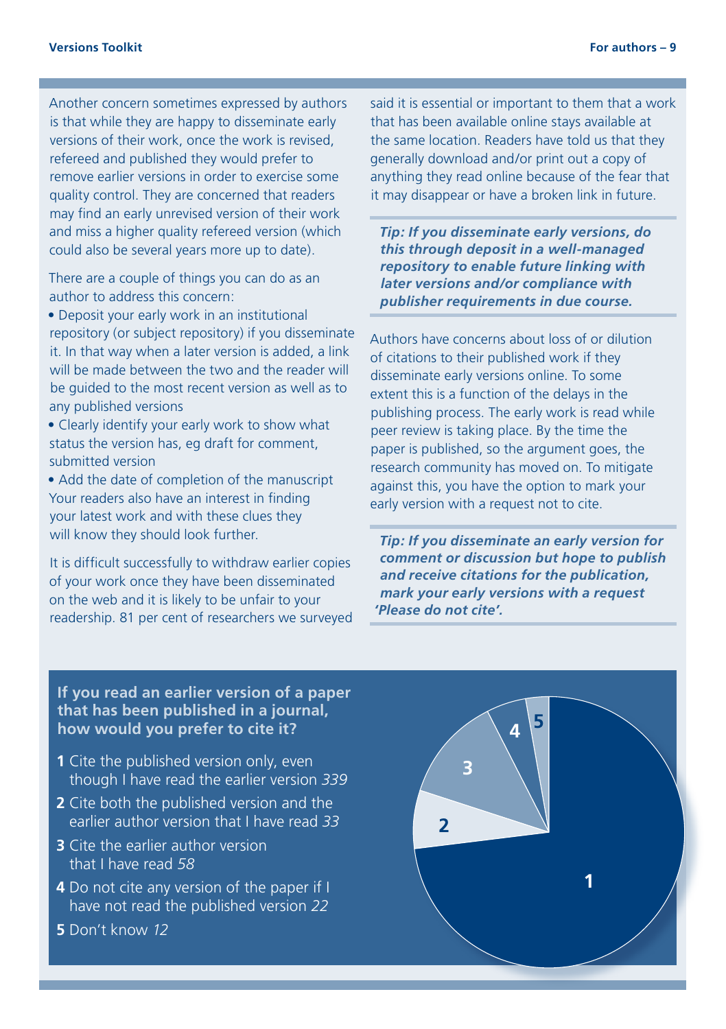Another concern sometimes expressed by authors is that while they are happy to disseminate early versions of their work, once the work is revised, refereed and published they would prefer to remove earlier versions in order to exercise some quality control. They are concerned that readers may find an early unrevised version of their work and miss a higher quality refereed version (which could also be several years more up to date).

There are a couple of things you can do as an author to address this concern:

- Deposit your early work in an institutional repository (or subject repository) if you disseminate it. In that way when a later version is added, a link will be made between the two and the reader will be guided to the most recent version as well as to any published versions
- Clearly identify your early work to show what status the version has, eg draft for comment, submitted version
- Add the date of completion of the manuscript

Your readers also have an interest in finding your latest work and with these clues they will know they should look further.

It is difficult successfully to withdraw earlier copies of your work once they have been disseminated on the web and it is likely to be unfair to your readership. 81 per cent of researchers we surveyed said it is essential or important to them that a work that has been available online stays available at the same location. Readers have told us that they generally download and/or print out a copy of anything they read online because of the fear that it may disappear or have a broken link in future.

***Tip: If you disseminate early versions, do this through deposit in a well-managed repository to enable future linking with later versions and/or compliance with publisher requirements in due course.***

Authors have concerns about loss of or dilution of citations to their published work if they disseminate early versions online. To some extent this is a function of the delays in the publishing process. The early work is read while peer review is taking place. By the time the paper is published, so the argument goes, the research community has moved on. To mitigate against this, you have the option to mark your early version with a request not to cite.

***Tip: If you disseminate an early version for comment or discussion but hope to publish and receive citations for the publication, mark your early versions with a request 'Please do not cite'.***

**If you read an earlier version of a paper that has been published in a journal, how would you prefer to cite it?**

**1** Cite the published version only, even though I have read the earlier version *339*

**2** Cite both the published version and the earlier author version that I have read *33*

**3** Cite the earlier author version that I have read *58*

**4** Do not cite any version of the paper if I have not read the published version *22*

**5** Don't know *12*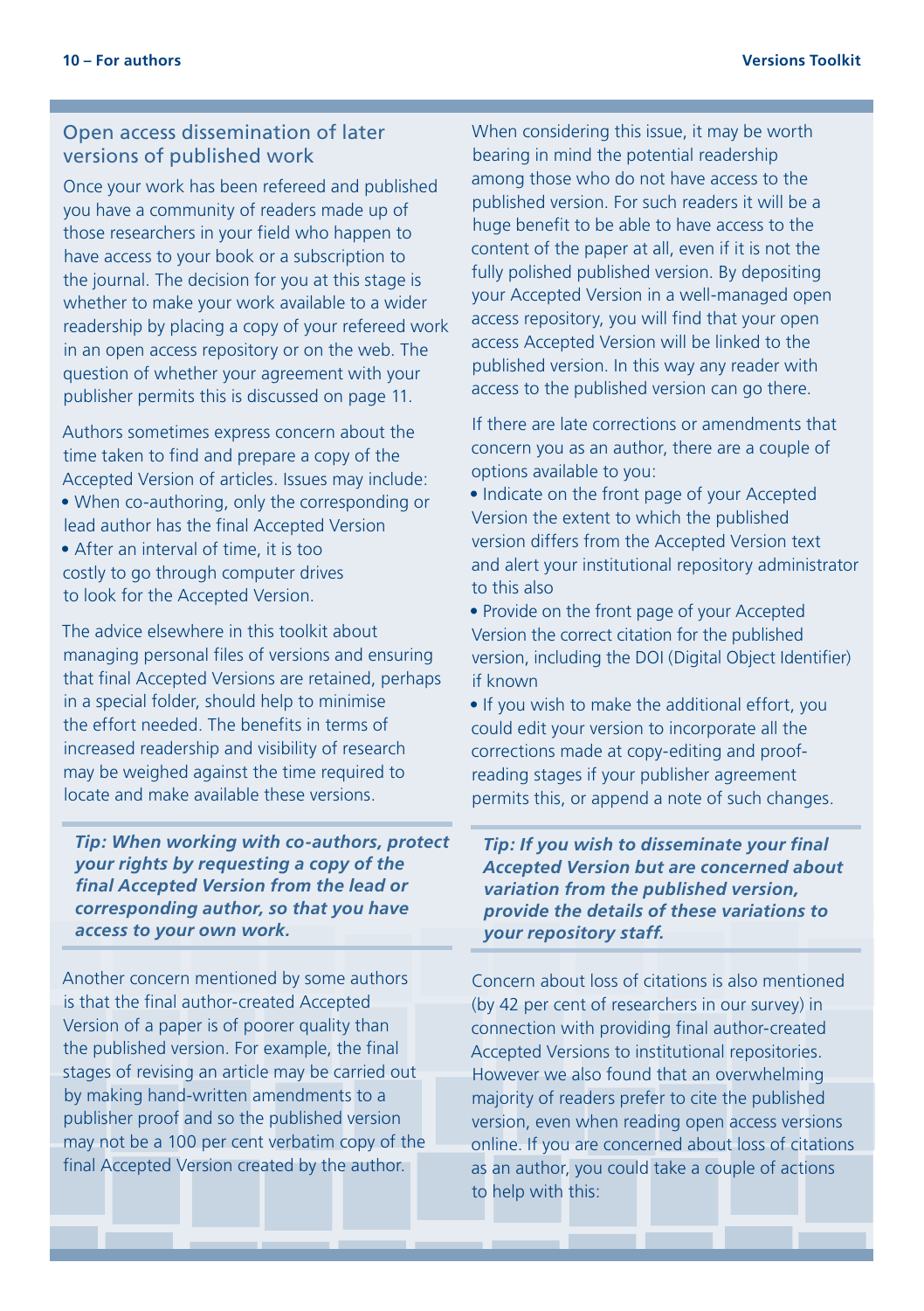## Open access dissemination of later versions of published work

Once your work has been refereed and published you have a community of readers made up of those researchers in your field who happen to have access to your book or a subscription to the journal. The decision for you at this stage is whether to make your work available to a wider readership by placing a copy of your refereed work in an open access repository or on the web. The question of whether your agreement with your publisher permits this is discussed on page 11.

Authors sometimes express concern about the time taken to find and prepare a copy of the Accepted Version of articles. Issues may include:

- When co-authoring, only the corresponding or lead author has the final Accepted Version
- After an interval of time, it is too costly to go through computer drives to look for the Accepted Version.

The advice elsewhere in this toolkit about managing personal files of versions and ensuring that final Accepted Versions are retained, perhaps in a special folder, should help to minimise the effort needed. The benefits in terms of increased readership and visibility of research may be weighed against the time required to locate and make available these versions.

***Tip: When working with co-authors, protect your rights by requesting a copy of the final Accepted Version from the lead or corresponding author, so that you have access to your own work.***

Another concern mentioned by some authors is that the final author-created Accepted Version of a paper is of poorer quality than the published version. For example, the final stages of revising an article may be carried out by making hand-written amendments to a publisher proof and so the published version may not be a 100 per cent verbatim copy of the final Accepted Version created by the author.

When considering this issue, it may be worth bearing in mind the potential readership among those who do not have access to the published version. For such readers it will be a huge benefit to be able to have access to the content of the paper at all, even if it is not the fully polished published version. By depositing your Accepted Version in a well-managed open access repository, you will find that your open access Accepted Version will be linked to the published version. In this way any reader with access to the published version can go there.

If there are late corrections or amendments that concern you as an author, there are a couple of options available to you:

- Indicate on the front page of your Accepted Version the extent to which the published version differs from the Accepted Version text and alert your institutional repository administrator to this also
- Provide on the front page of your Accepted Version the correct citation for the published version, including the DOI (Digital Object Identifier) if known
- If you wish to make the additional effort, you could edit your version to incorporate all the corrections made at copy-editing and proof-reading stages if your publisher agreement permits this, or append a note of such changes.

***Tip: If you wish to disseminate your final Accepted Version but are concerned about variation from the published version, provide the details of these variations to your repository staff.***

Concern about loss of citations is also mentioned (by 42 per cent of researchers in our survey) in connection with providing final author-created Accepted Versions to institutional repositories. However we also found that an overwhelming majority of readers prefer to cite the published version, even when reading open access versions online. If you are concerned about loss of citations as an author, you could take a couple of actions to help with this: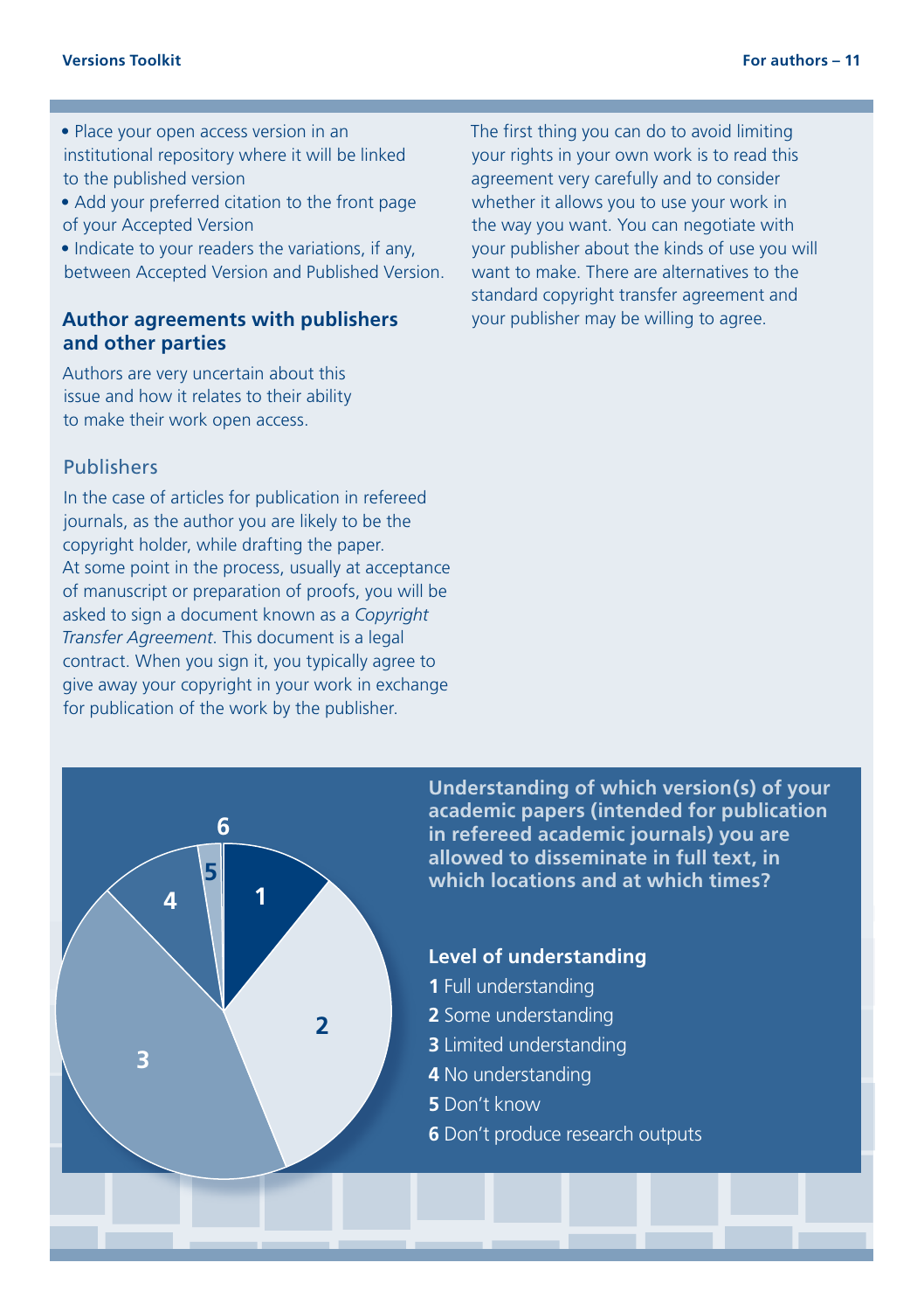- Place your open access version in an institutional repository where it will be linked to the published version
- Add your preferred citation to the front page of your Accepted Version
- Indicate to your readers the variations, if any, between Accepted Version and Published Version.

## Author agreements with publishers and other parties

Authors are very uncertain about this issue and how it relates to their ability to make their work open access.

### Publishers

In the case of articles for publication in refereed journals, as the author you are likely to be the copyright holder, while drafting the paper. At some point in the process, usually at acceptance of manuscript or preparation of proofs, you will be asked to sign a document known as a *Copyright Transfer Agreement*. This document is a legal contract. When you sign it, you typically agree to give away your copyright in your work in exchange for publication of the work by the publisher.

The first thing you can do to avoid limiting your rights in your own work is to read this agreement very carefully and to consider whether it allows you to use your work in the way you want. You can negotiate with your publisher about the kinds of use you will want to make. There are alternatives to the standard copyright transfer agreement and your publisher may be willing to agree.

**Understanding of which version(s) of your academic papers (intended for publication in refereed academic journals) you are allowed to disseminate in full text, in which locations and at which times?**

**Level of understanding**

**1** Full understanding
**2** Some understanding
**3** Limited understanding
**4** No understanding
**5** Don't know
**6** Don't produce research outputs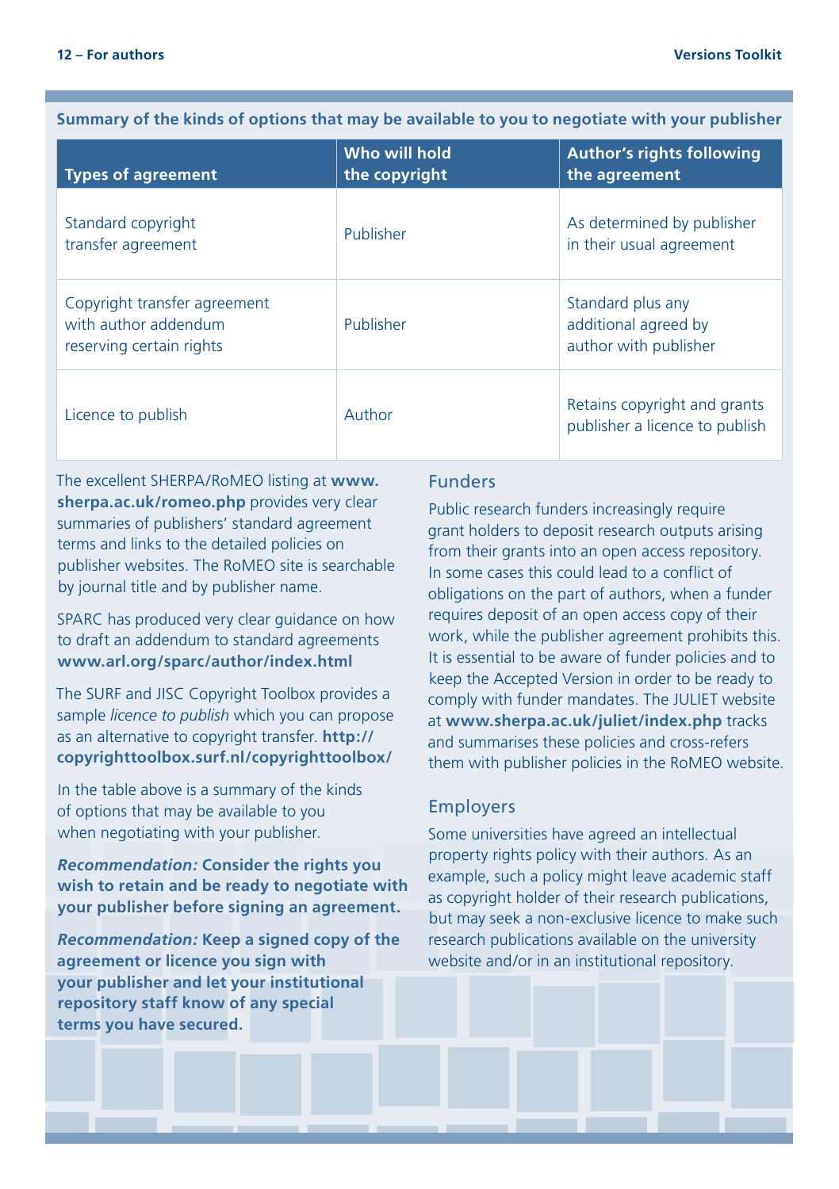**Summary of the kinds of options that may be available to you to negotiate with your publisher**

| Types of agreement | Who will hold the copyright | Author's rights following the agreement |
|---|---|---|
| Standard copyright transfer agreement | Publisher | As determined by publisher in their usual agreement |
| Copyright transfer agreement with author addendum reserving certain rights | Publisher | Standard plus any additional agreed by author with publisher |
| Licence to publish | Author | Retains copyright and grants publisher a licence to publish |

The excellent SHERPA/RoMEO listing at **www.sherpa.ac.uk/romeo.php** provides very clear summaries of publishers' standard agreement terms and links to the detailed policies on publisher websites. The RoMEO site is searchable by journal title and by publisher name.

SPARC has produced very clear guidance on how to draft an addendum to standard agreements **www.arl.org/sparc/author/index.html**

The SURF and JISC Copyright Toolbox provides a sample *licence to publish* which you can propose as an alternative to copyright transfer. **http://copyrighttoolbox.surf.nl/copyrighttoolbox/**

In the table above is a summary of the kinds of options that may be available to you when negotiating with your publisher.

***Recommendation:* Consider the rights you wish to retain and be ready to negotiate with your publisher before signing an agreement.**

***Recommendation:* Keep a signed copy of the agreement or licence you sign with your publisher and let your institutional repository staff know of any special terms you have secured.**

## Funders

Public research funders increasingly require grant holders to deposit research outputs arising from their grants into an open access repository. In some cases this could lead to a conflict of obligations on the part of authors, when a funder requires deposit of an open access copy of their work, while the publisher agreement prohibits this. It is essential to be aware of funder policies and to keep the Accepted Version in order to be ready to comply with funder mandates. The JULIET website at **www.sherpa.ac.uk/juliet/index.php** tracks and summarises these policies and cross-refers them with publisher policies in the RoMEO website.

## Employers

Some universities have agreed an intellectual property rights policy with their authors. As an example, such a policy might leave academic staff as copyright holder of their research publications, but may seek a non-exclusive licence to make such research publications available on the university website and/or in an institutional repository.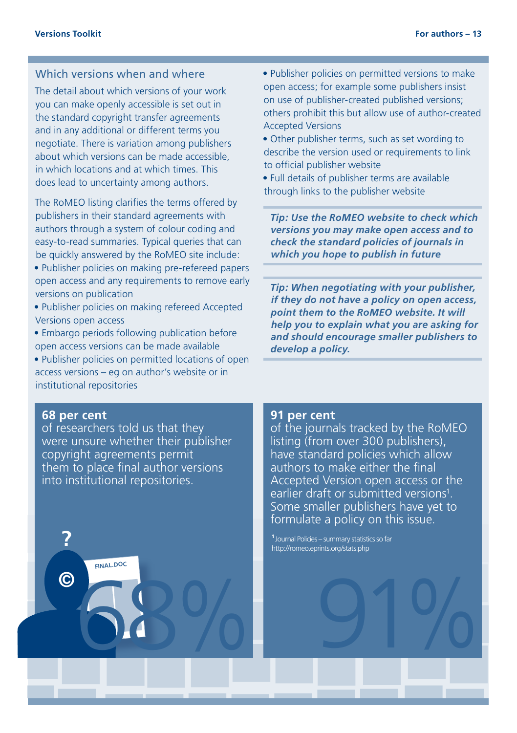## Which versions when and where

The detail about which versions of your work you can make openly accessible is set out in the standard copyright transfer agreements and in any additional or different terms you negotiate. There is variation among publishers about which versions can be made accessible, in which locations and at which times. This does lead to uncertainty among authors.

The RoMEO listing clarifies the terms offered by publishers in their standard agreements with authors through a system of colour coding and easy-to-read summaries. Typical queries that can be quickly answered by the RoMEO site include:

- Publisher policies on making pre-refereed papers open access and any requirements to remove early versions on publication
- Publisher policies on making refereed Accepted Versions open access
- Embargo periods following publication before open access versions can be made available
- Publisher policies on permitted locations of open access versions – eg on author's website or in institutional repositories
- Publisher policies on permitted versions to make open access; for example some publishers insist on use of publisher-created published versions; others prohibit this but allow use of author-created Accepted Versions
- Other publisher terms, such as set wording to describe the version used or requirements to link to official publisher website
- Full details of publisher terms are available through links to the publisher website

***Tip: Use the RoMEO website to check which versions you may make open access and to check the standard policies of journals in which you hope to publish in future***

***Tip: When negotiating with your publisher, if they do not have a policy on open access, point them to the RoMEO website. It will help you to explain what you are asking for and should encourage smaller publishers to develop a policy.***

**68 per cent**
of researchers told us that they were unsure whether their publisher copyright agreements permit them to place final author versions into institutional repositories.

**91 per cent**
of the journals tracked by the RoMEO listing (from over 300 publishers), have standard policies which allow authors to make either the final Accepted Version open access or the earlier draft or submitted versions[1]. Some smaller publishers have yet to formulate a policy on this issue.

[1] Journal Policies – summary statistics so far http://romeo.eprints.org/stats.php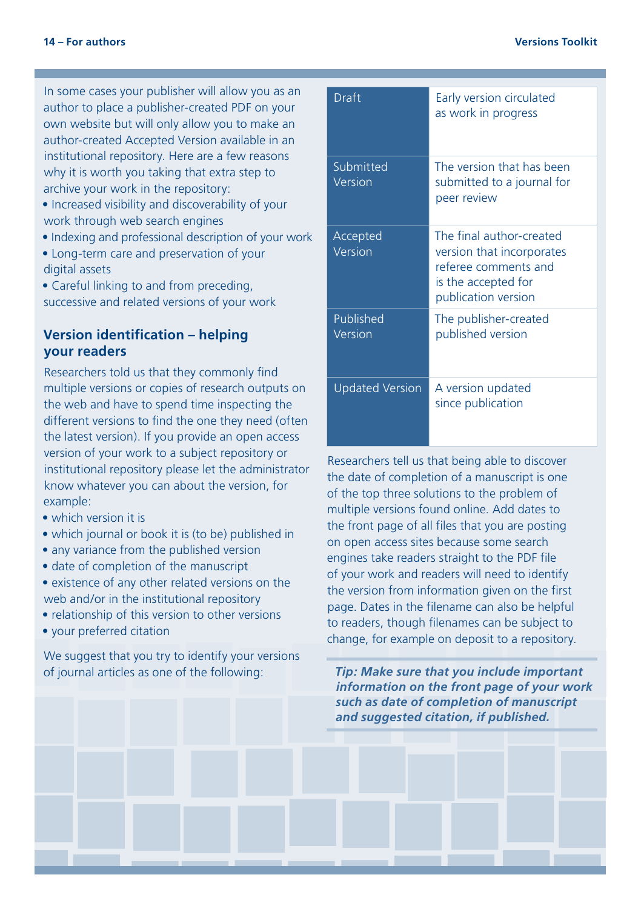In some cases your publisher will allow you as an author to place a publisher-created PDF on your own website but will only allow you to make an author-created Accepted Version available in an institutional repository. Here are a few reasons why it is worth you taking that extra step to archive your work in the repository:

- Increased visibility and discoverability of your work through web search engines
- Indexing and professional description of your work
- Long-term care and preservation of your digital assets
- Careful linking to and from preceding, successive and related versions of your work

## Version identification – helping your readers

Researchers told us that they commonly find multiple versions or copies of research outputs on the web and have to spend time inspecting the different versions to find the one they need (often the latest version). If you provide an open access version of your work to a subject repository or institutional repository please let the administrator know whatever you can about the version, for example:

- which version it is
- which journal or book it is (to be) published in
- any variance from the published version
- date of completion of the manuscript
- existence of any other related versions on the web and/or in the institutional repository
- relationship of this version to other versions
- your preferred citation

We suggest that you try to identify your versions of journal articles as one of the following:

| Version | Description |
|---|---|
| Draft | Early version circulated as work in progress |
| Submitted Version | The version that has been submitted to a journal for peer review |
| Accepted Version | The final author-created version that incorporates referee comments and is the accepted for publication version |
| Published Version | The publisher-created published version |
| Updated Version | A version updated since publication |

Researchers tell us that being able to discover the date of completion of a manuscript is one of the top three solutions to the problem of multiple versions found online. Add dates to the front page of all files that you are posting on open access sites because some search engines take readers straight to the PDF file of your work and readers will need to identify the version from information given on the first page. Dates in the filename can also be helpful to readers, though filenames can be subject to change, for example on deposit to a repository.

***Tip: Make sure that you include important information on the front page of your work such as date of completion of manuscript and suggested citation, if published.***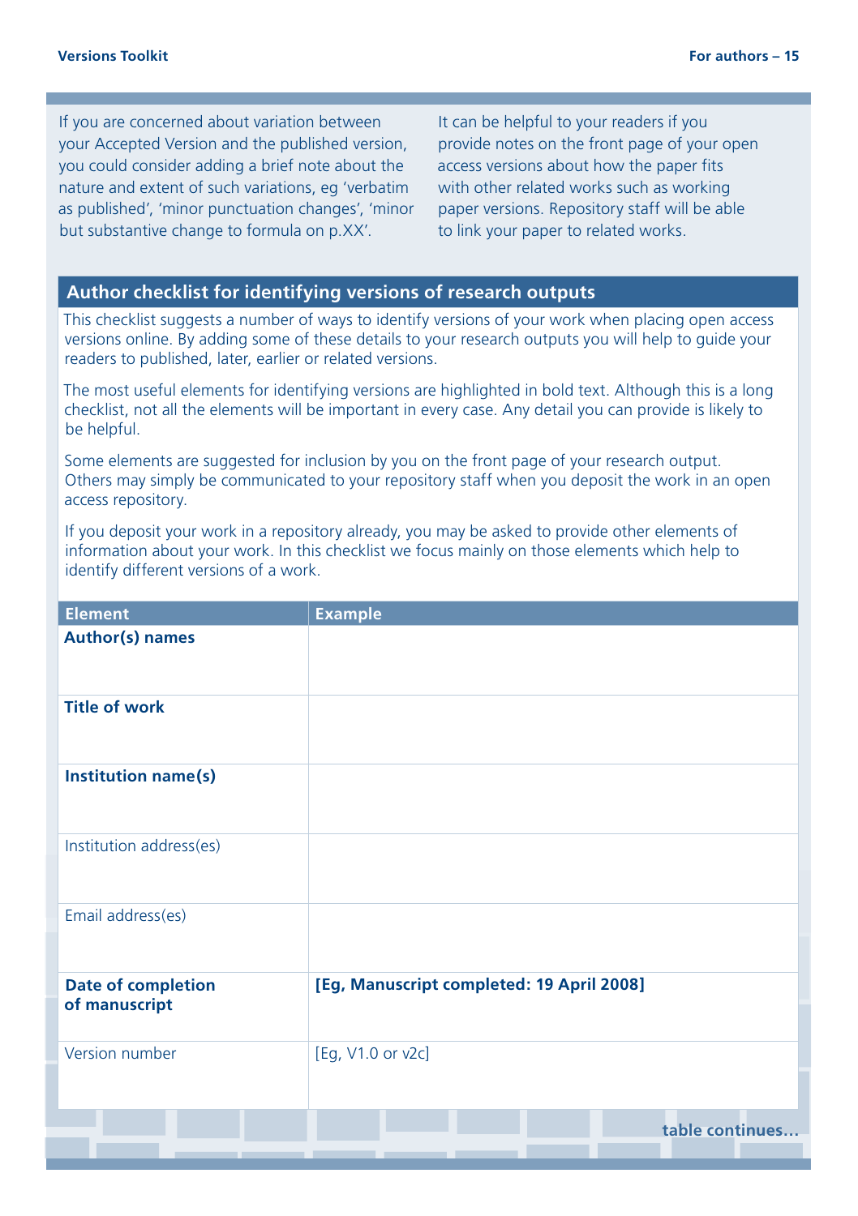If you are concerned about variation between your Accepted Version and the published version, you could consider adding a brief note about the nature and extent of such variations, eg 'verbatim as published', 'minor punctuation changes', 'minor but substantive change to formula on p.XX'.

It can be helpful to your readers if you provide notes on the front page of your open access versions about how the paper fits with other related works such as working paper versions. Repository staff will be able to link your paper to related works.

## Author checklist for identifying versions of research outputs

This checklist suggests a number of ways to identify versions of your work when placing open access versions online. By adding some of these details to your research outputs you will help to guide your readers to published, later, earlier or related versions.

The most useful elements for identifying versions are highlighted in bold text. Although this is a long checklist, not all the elements will be important in every case. Any detail you can provide is likely to be helpful.

Some elements are suggested for inclusion by you on the front page of your research output. Others may simply be communicated to your repository staff when you deposit the work in an open access repository.

If you deposit your work in a repository already, you may be asked to provide other elements of information about your work. In this checklist we focus mainly on those elements which help to identify different versions of a work.

| Element | Example |
|---|---|
| **Author(s) names** | |
| **Title of work** | |
| **Institution name(s)** | |
| Institution address(es) | |
| Email address(es) | |
| **Date of completion of manuscript** | **[Eg, Manuscript completed: 19 April 2008]** |
| Version number | [Eg, V1.0 or v2c] |

**table continues…**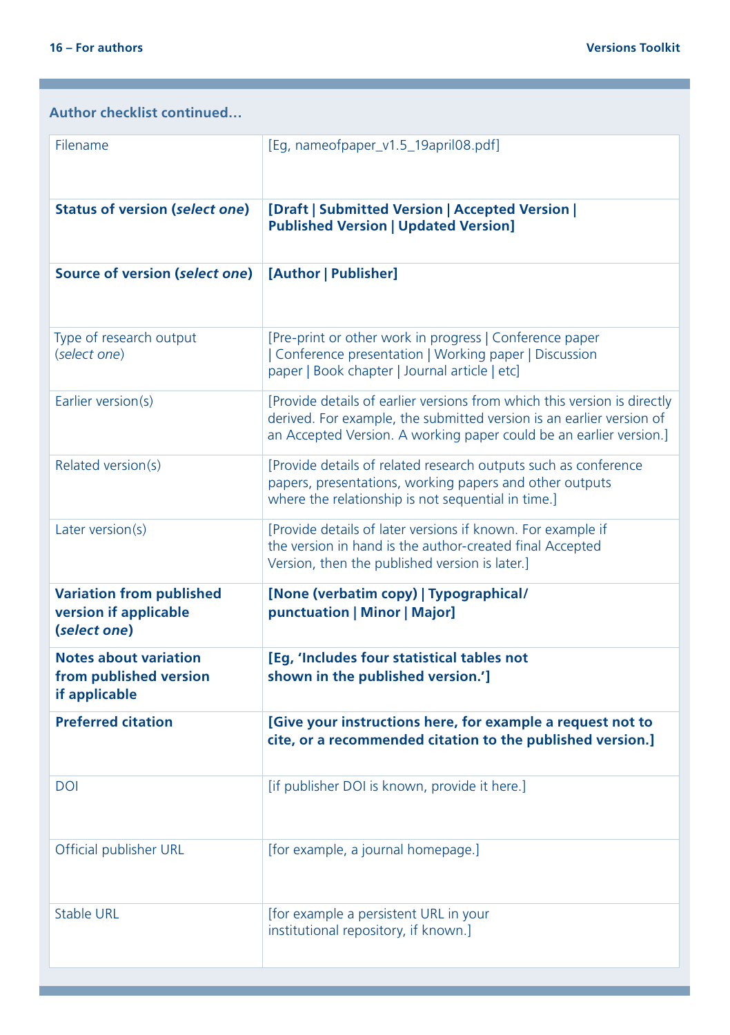**Author checklist continued…**

| | |
|---|---|
| Filename | [Eg, nameofpaper_v1.5_19april08.pdf] |
| **Status of version (*select one*)** | **[Draft \| Submitted Version \| Accepted Version \| Published Version \| Updated Version]** |
| **Source of version (*select one*)** | **[Author \| Publisher]** |
| Type of research output (*select one*) | [Pre-print or other work in progress \| Conference paper \| Conference presentation \| Working paper \| Discussion paper \| Book chapter \| Journal article \| etc] |
| Earlier version(s) | [Provide details of earlier versions from which this version is directly derived. For example, the submitted version is an earlier version of an Accepted Version. A working paper could be an earlier version.] |
| Related version(s) | [Provide details of related research outputs such as conference papers, presentations, working papers and other outputs where the relationship is not sequential in time.] |
| Later version(s) | [Provide details of later versions if known. For example if the version in hand is the author-created final Accepted Version, then the published version is later.] |
| **Variation from published version if applicable (*select one*)** | **[None (verbatim copy) \| Typographical/ punctuation \| Minor \| Major]** |
| **Notes about variation from published version if applicable** | **[Eg, 'Includes four statistical tables not shown in the published version.']** |
| **Preferred citation** | **[Give your instructions here, for example a request not to cite, or a recommended citation to the published version.]** |
| DOI | [if publisher DOI is known, provide it here.] |
| Official publisher URL | [for example, a journal homepage.] |
| Stable URL | [for example a persistent URL in your institutional repository, if known.] |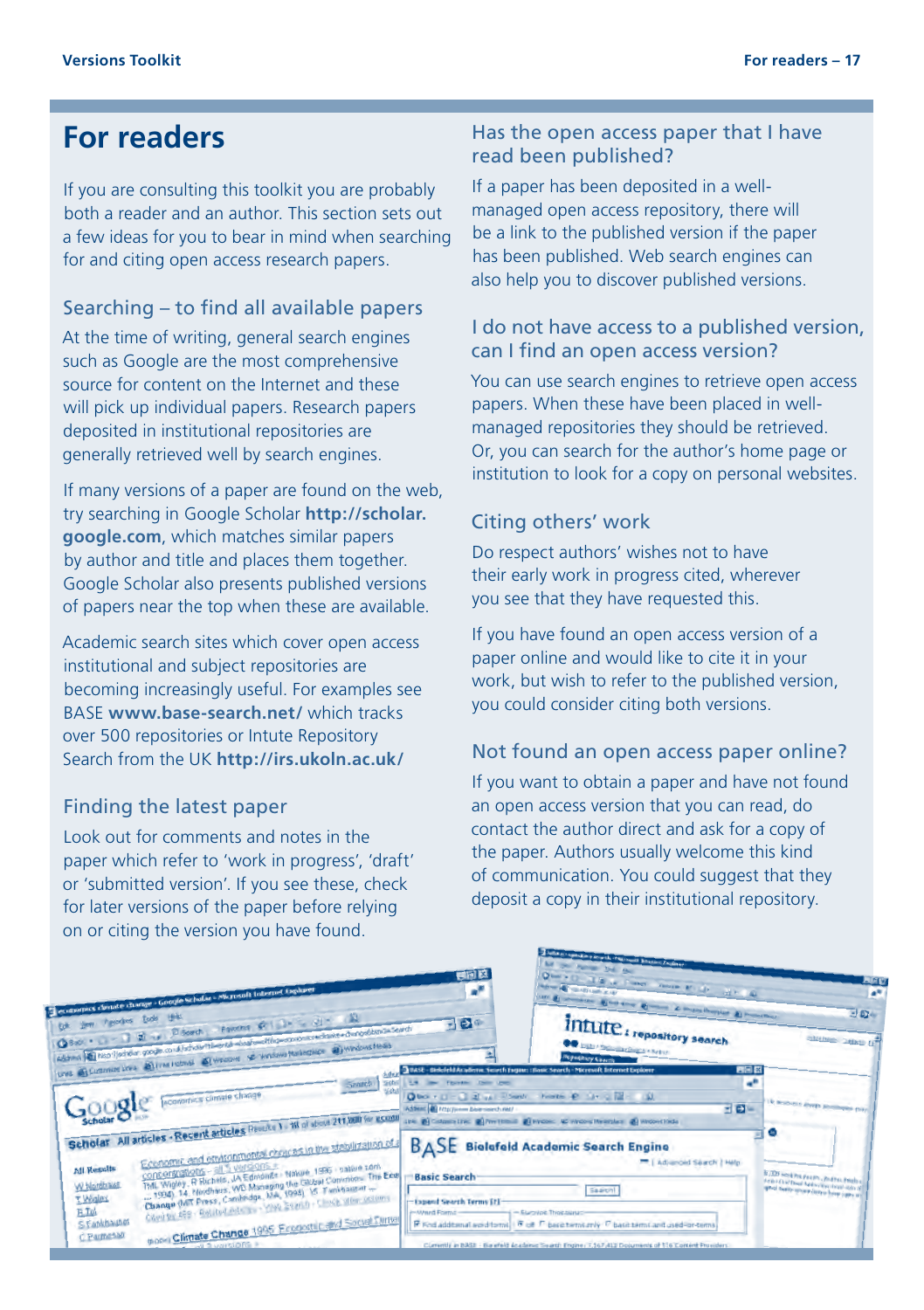# For readers

If you are consulting this toolkit you are probably both a reader and an author. This section sets out a few ideas for you to bear in mind when searching for and citing open access research papers.

## Searching – to find all available papers

At the time of writing, general search engines such as Google are the most comprehensive source for content on the Internet and these will pick up individual papers. Research papers deposited in institutional repositories are generally retrieved well by search engines.

If many versions of a paper are found on the web, try searching in Google Scholar **http://scholar.google.com**, which matches similar papers by author and title and places them together. Google Scholar also presents published versions of papers near the top when these are available.

Academic search sites which cover open access institutional and subject repositories are becoming increasingly useful. For examples see BASE **www.base-search.net/** which tracks over 500 repositories or Intute Repository Search from the UK **http://irs.ukoln.ac.uk/**

## Finding the latest paper

Look out for comments and notes in the paper which refer to 'work in progress', 'draft' or 'submitted version'. If you see these, check for later versions of the paper before relying on or citing the version you have found.

## Has the open access paper that I have read been published?

If a paper has been deposited in a well-managed open access repository, there will be a link to the published version if the paper has been published. Web search engines can also help you to discover published versions.

## I do not have access to a published version, can I find an open access version?

You can use search engines to retrieve open access papers. When these have been placed in well-managed repositories they should be retrieved. Or, you can search for the author's home page or institution to look for a copy on personal websites.

## Citing others' work

Do respect authors' wishes not to have their early work in progress cited, wherever you see that they have requested this.

If you have found an open access version of a paper online and would like to cite it in your work, but wish to refer to the published version, you could consider citing both versions.

## Not found an open access paper online?

If you want to obtain a paper and have not found an open access version that you can read, do contact the author direct and ask for a copy of the paper. Authors usually welcome this kind of communication. You could suggest that they deposit a copy in their institutional repository.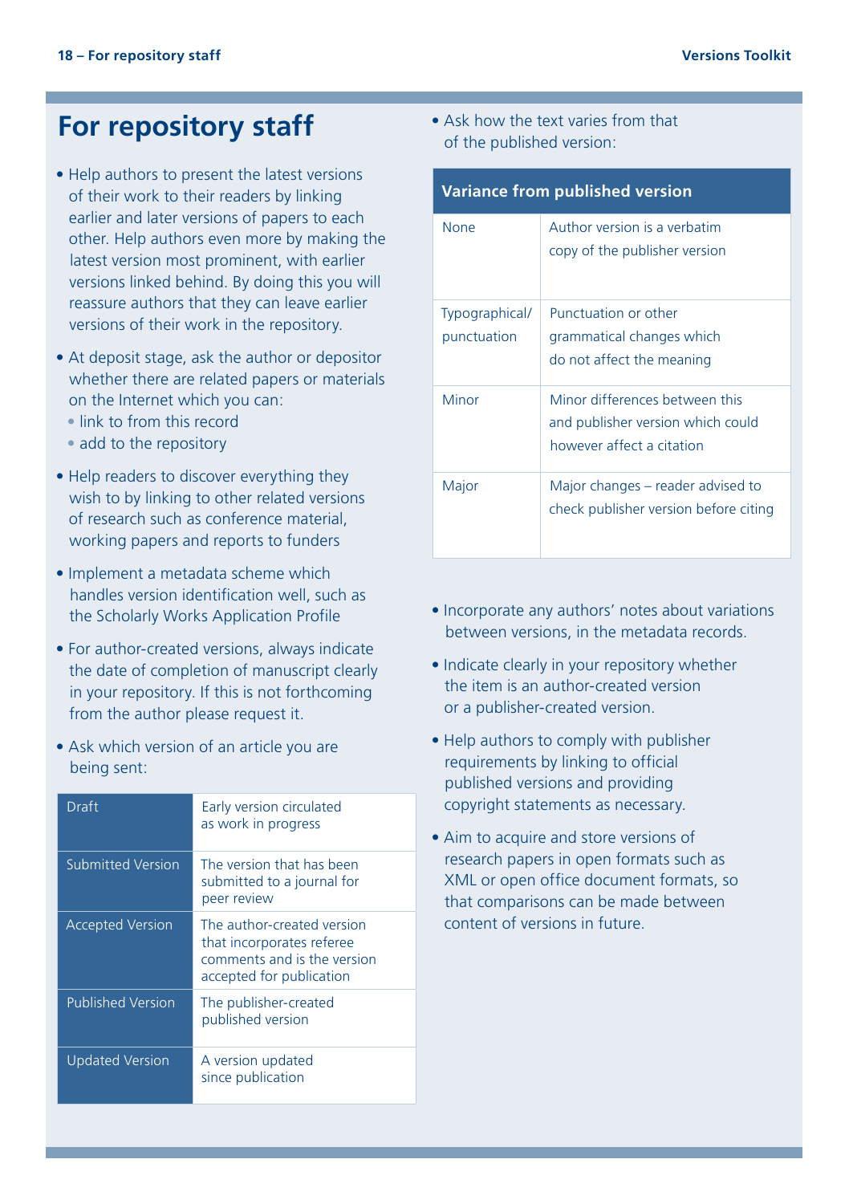# For repository staff

- Help authors to present the latest versions of their work to their readers by linking earlier and later versions of papers to each other. Help authors even more by making the latest version most prominent, with earlier versions linked behind. By doing this you will reassure authors that they can leave earlier versions of their work in the repository.
- At deposit stage, ask the author or depositor whether there are related papers or materials on the Internet which you can:
  - link to from this record
  - add to the repository
- Help readers to discover everything they wish to by linking to other related versions of research such as conference material, working papers and reports to funders
- Implement a metadata scheme which handles version identification well, such as the Scholarly Works Application Profile
- For author-created versions, always indicate the date of completion of manuscript clearly in your repository. If this is not forthcoming from the author please request it.
- Ask which version of an article you are being sent:

| | |
|---|---|
| Draft | Early version circulated as work in progress |
| Submitted Version | The version that has been submitted to a journal for peer review |
| Accepted Version | The author-created version that incorporates referee comments and is the version accepted for publication |
| Published Version | The publisher-created published version |
| Updated Version | A version updated since publication |

- Ask how the text varies from that of the published version:

| Variance from published version | |
|---|---|
| None | Author version is a verbatim copy of the publisher version |
| Typographical/ punctuation | Punctuation or other grammatical changes which do not affect the meaning |
| Minor | Minor differences between this and publisher version which could however affect a citation |
| Major | Major changes – reader advised to check publisher version before citing |

- Incorporate any authors' notes about variations between versions, in the metadata records.
- Indicate clearly in your repository whether the item is an author-created version or a publisher-created version.
- Help authors to comply with publisher requirements by linking to official published versions and providing copyright statements as necessary.
- Aim to acquire and store versions of research papers in open formats such as XML or open office document formats, so that comparisons can be made between content of versions in future.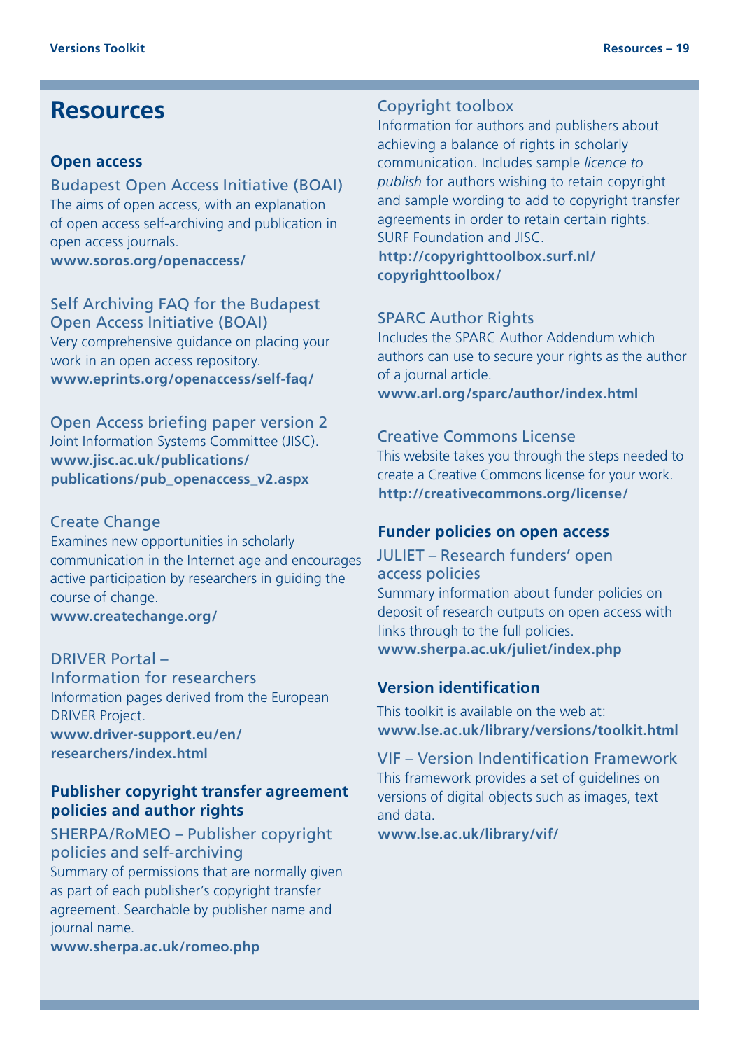# Resources

## Open access

### Budapest Open Access Initiative (BOAI)

The aims of open access, with an explanation of open access self-archiving and publication in open access journals.

**www.soros.org/openaccess/**

### Self Archiving FAQ for the Budapest Open Access Initiative (BOAI)

Very comprehensive guidance on placing your work in an open access repository.

**www.eprints.org/openaccess/self-faq/**

### Open Access briefing paper version 2

Joint Information Systems Committee (JISC).

**www.jisc.ac.uk/publications/publications/pub_openaccess_v2.aspx**

### Create Change

Examines new opportunities in scholarly communication in the Internet age and encourages active participation by researchers in guiding the course of change.

**www.createchange.org/**

### DRIVER Portal – Information for researchers

Information pages derived from the European DRIVER Project.

**www.driver-support.eu/en/researchers/index.html**

## Publisher copyright transfer agreement policies and author rights

### SHERPA/RoMEO – Publisher copyright policies and self-archiving

Summary of permissions that are normally given as part of each publisher's copyright transfer agreement. Searchable by publisher name and journal name.

**www.sherpa.ac.uk/romeo.php**

### Copyright toolbox

Information for authors and publishers about achieving a balance of rights in scholarly communication. Includes sample *licence to publish* for authors wishing to retain copyright and sample wording to add to copyright transfer agreements in order to retain certain rights. SURF Foundation and JISC.

**http://copyrighttoolbox.surf.nl/copyrighttoolbox/**

### SPARC Author Rights

Includes the SPARC Author Addendum which authors can use to secure your rights as the author of a journal article.

**www.arl.org/sparc/author/index.html**

### Creative Commons License

This website takes you through the steps needed to create a Creative Commons license for your work.

**http://creativecommons.org/license/**

## Funder policies on open access

### JULIET – Research funders' open access policies

Summary information about funder policies on deposit of research outputs on open access with links through to the full policies.

**www.sherpa.ac.uk/juliet/index.php**

## Version identification

This toolkit is available on the web at:
**www.lse.ac.uk/library/versions/toolkit.html**

### VIF – Version Indentification Framework

This framework provides a set of guidelines on versions of digital objects such as images, text and data.

**www.lse.ac.uk/library/vif/**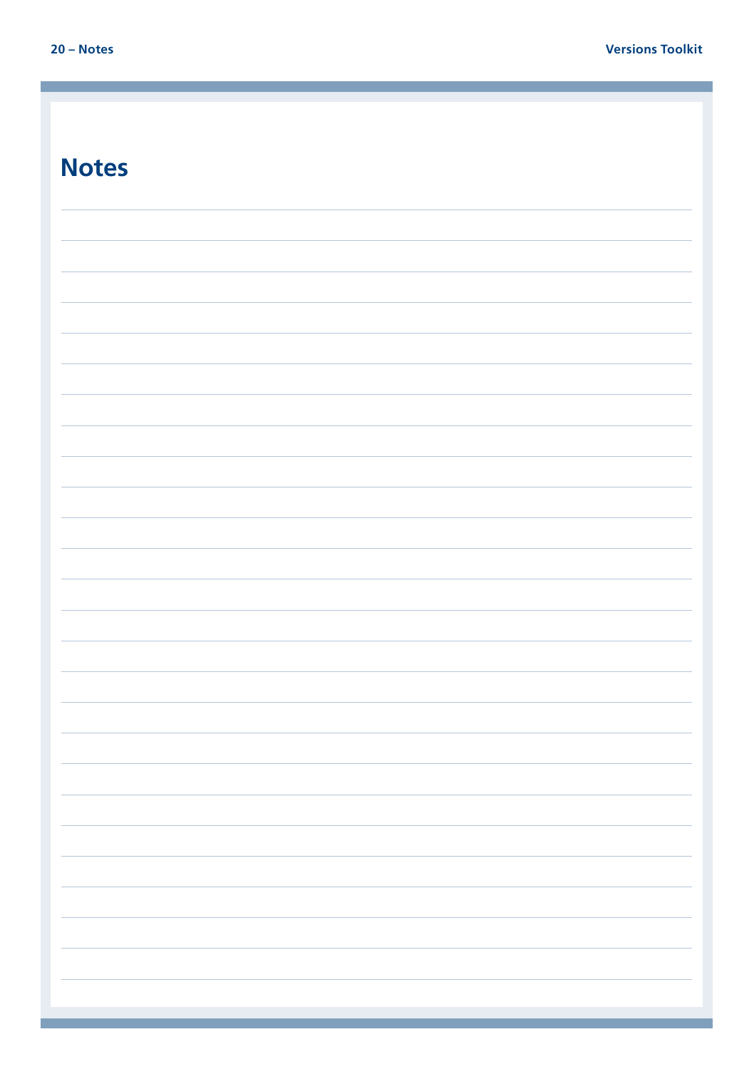# Notes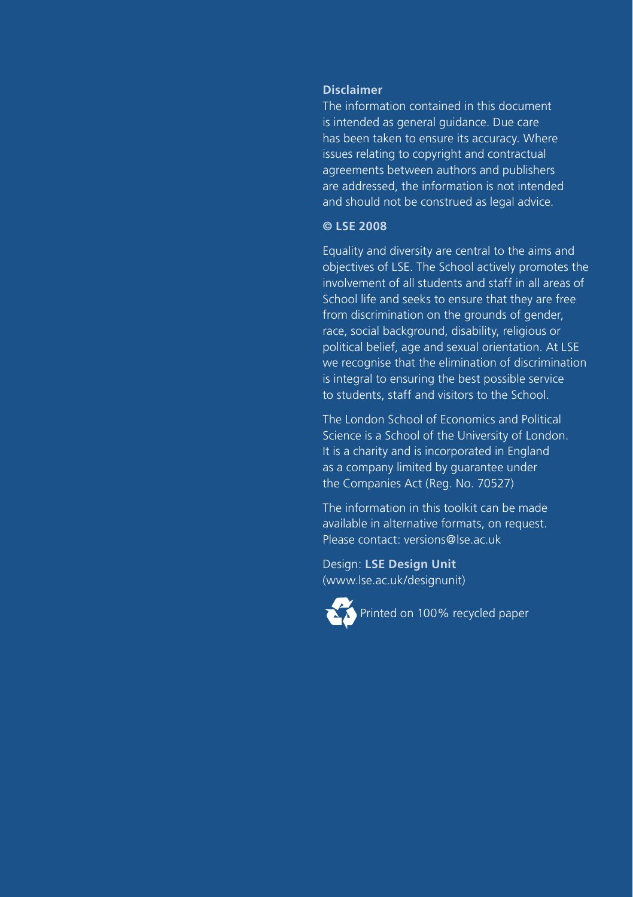**Disclaimer**

The information contained in this document is intended as general guidance. Due care has been taken to ensure its accuracy. Where issues relating to copyright and contractual agreements between authors and publishers are addressed, the information is not intended and should not be construed as legal advice.

**© LSE 2008**

Equality and diversity are central to the aims and objectives of LSE. The School actively promotes the involvement of all students and staff in all areas of School life and seeks to ensure that they are free from discrimination on the grounds of gender, race, social background, disability, religious or political belief, age and sexual orientation. At LSE we recognise that the elimination of discrimination is integral to ensuring the best possible service to students, staff and visitors to the School.

The London School of Economics and Political Science is a School of the University of London. It is a charity and is incorporated in England as a company limited by guarantee under the Companies Act (Reg. No. 70527)

The information in this toolkit can be made available in alternative formats, on request. Please contact: versions@lse.ac.uk

Design: **LSE Design Unit**
(www.lse.ac.uk/designunit)

Printed on 100% recycled paper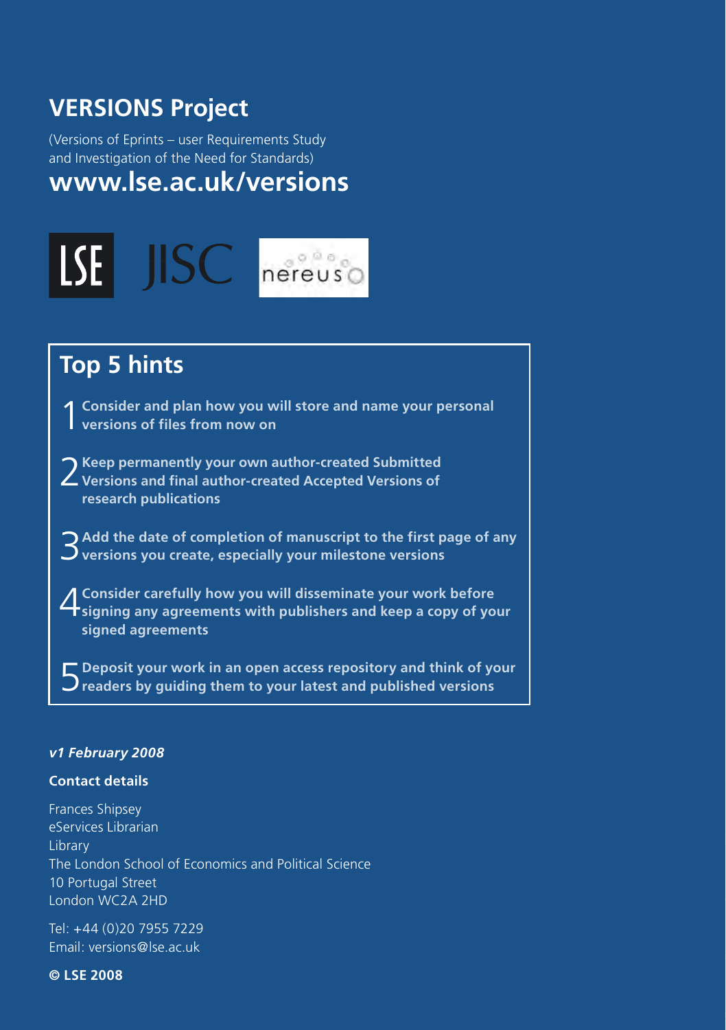## VERSIONS Project

(Versions of Eprints – user Requirements Study and Investigation of the Need for Standards)

**www.lse.ac.uk/versions**

LSE JISC nereus

## Top 5 hints

1. **Consider and plan how you will store and name your personal versions of files from now on**
2. **Keep permanently your own author-created Submitted Versions and final author-created Accepted Versions of research publications**
3. **Add the date of completion of manuscript to the first page of any versions you create, especially your milestone versions**
4. **Consider carefully how you will disseminate your work before signing any agreements with publishers and keep a copy of your signed agreements**
5. **Deposit your work in an open access repository and think of your readers by guiding them to your latest and published versions**

***v1 February 2008***

**Contact details**

Frances Shipsey  
eServices Librarian  
Library  
The London School of Economics and Political Science  
10 Portugal Street  
London WC2A 2HD

Tel: +44 (0)20 7955 7229  
Email: versions@lse.ac.uk

**© LSE 2008**